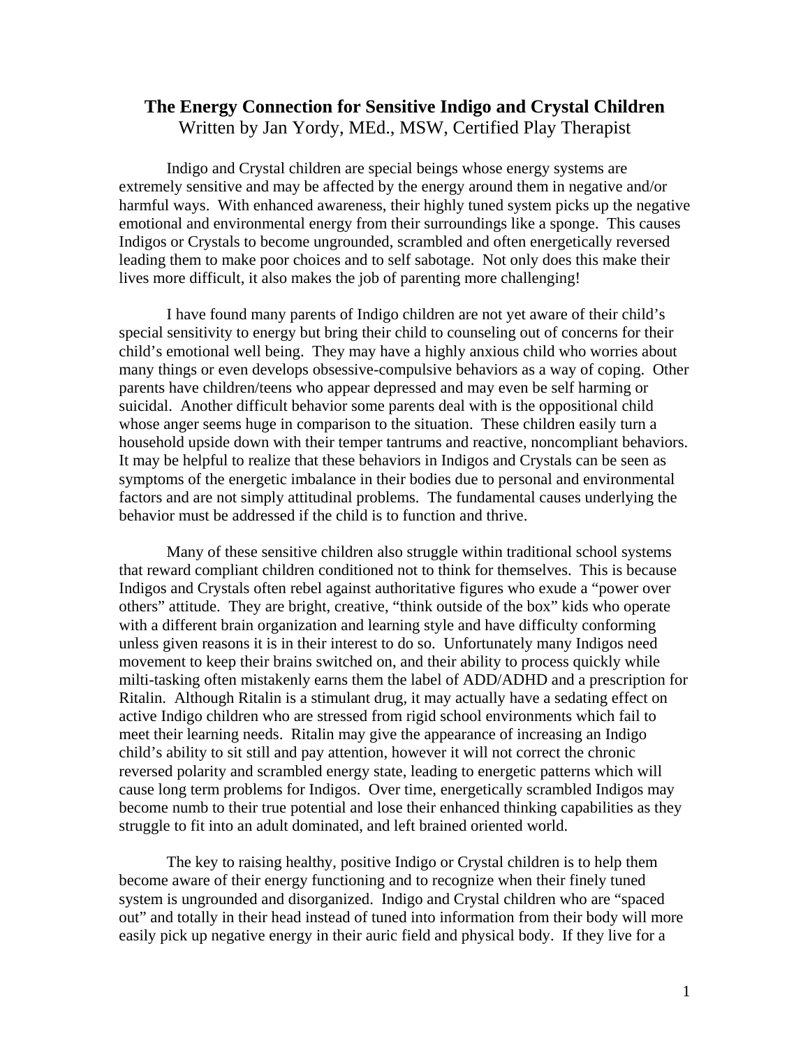# The Energy Connection for Sensitive Indigo and Crystal Children

Written by Jan Yordy, MEd., MSW, Certified Play Therapist

Indigo and Crystal children are special beings whose energy systems are extremely sensitive and may be affected by the energy around them in negative and/or harmful ways. With enhanced awareness, their highly tuned system picks up the negative emotional and environmental energy from their surroundings like a sponge. This causes Indigos or Crystals to become ungrounded, scrambled and often energetically reversed leading them to make poor choices and to self sabotage. Not only does this make their lives more difficult, it also makes the job of parenting more challenging!

I have found many parents of Indigo children are not yet aware of their child's special sensitivity to energy but bring their child to counseling out of concerns for their child's emotional well being. They may have a highly anxious child who worries about many things or even develops obsessive-compulsive behaviors as a way of coping. Other parents have children/teens who appear depressed and may even be self harming or suicidal. Another difficult behavior some parents deal with is the oppositional child whose anger seems huge in comparison to the situation. These children easily turn a household upside down with their temper tantrums and reactive, noncompliant behaviors. It may be helpful to realize that these behaviors in Indigos and Crystals can be seen as symptoms of the energetic imbalance in their bodies due to personal and environmental factors and are not simply attitudinal problems. The fundamental causes underlying the behavior must be addressed if the child is to function and thrive.

Many of these sensitive children also struggle within traditional school systems that reward compliant children conditioned not to think for themselves. This is because Indigos and Crystals often rebel against authoritative figures who exude a "power over others" attitude. They are bright, creative, "think outside of the box" kids who operate with a different brain organization and learning style and have difficulty conforming unless given reasons it is in their interest to do so. Unfortunately many Indigos need movement to keep their brains switched on, and their ability to process quickly while milti-tasking often mistakenly earns them the label of ADD/ADHD and a prescription for Ritalin. Although Ritalin is a stimulant drug, it may actually have a sedating effect on active Indigo children who are stressed from rigid school environments which fail to meet their learning needs. Ritalin may give the appearance of increasing an Indigo child's ability to sit still and pay attention, however it will not correct the chronic reversed polarity and scrambled energy state, leading to energetic patterns which will cause long term problems for Indigos. Over time, energetically scrambled Indigos may become numb to their true potential and lose their enhanced thinking capabilities as they struggle to fit into an adult dominated, and left brained oriented world.

The key to raising healthy, positive Indigo or Crystal children is to help them become aware of their energy functioning and to recognize when their finely tuned system is ungrounded and disorganized. Indigo and Crystal children who are "spaced out" and totally in their head instead of tuned into information from their body will more easily pick up negative energy in their auric field and physical body. If they live for a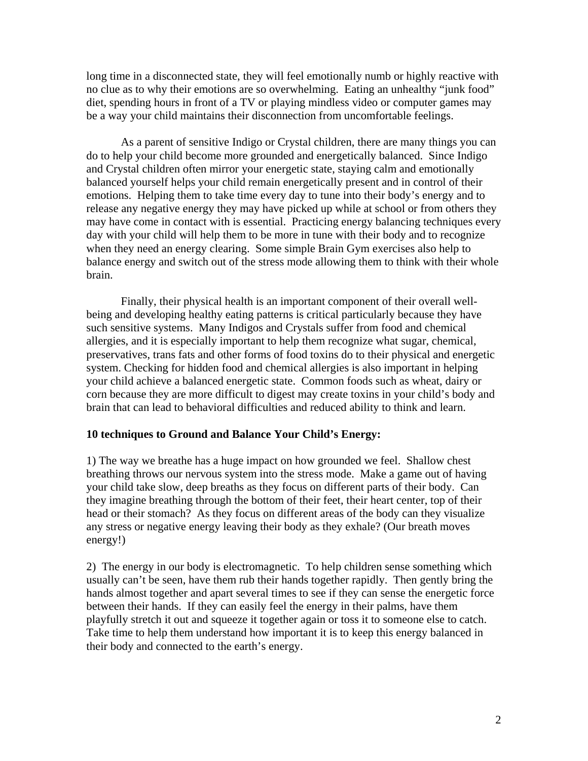long time in a disconnected state, they will feel emotionally numb or highly reactive with no clue as to why their emotions are so overwhelming. Eating an unhealthy "junk food" diet, spending hours in front of a TV or playing mindless video or computer games may be a way your child maintains their disconnection from uncomfortable feelings.

As a parent of sensitive Indigo or Crystal children, there are many things you can do to help your child become more grounded and energetically balanced. Since Indigo and Crystal children often mirror your energetic state, staying calm and emotionally balanced yourself helps your child remain energetically present and in control of their emotions. Helping them to take time every day to tune into their body's energy and to release any negative energy they may have picked up while at school or from others they may have come in contact with is essential. Practicing energy balancing techniques every day with your child will help them to be more in tune with their body and to recognize when they need an energy clearing. Some simple Brain Gym exercises also help to balance energy and switch out of the stress mode allowing them to think with their whole brain.

Finally, their physical health is an important component of their overall well-being and developing healthy eating patterns is critical particularly because they have such sensitive systems. Many Indigos and Crystals suffer from food and chemical allergies, and it is especially important to help them recognize what sugar, chemical, preservatives, trans fats and other forms of food toxins do to their physical and energetic system. Checking for hidden food and chemical allergies is also important in helping your child achieve a balanced energetic state. Common foods such as wheat, dairy or corn because they are more difficult to digest may create toxins in your child's body and brain that can lead to behavioral difficulties and reduced ability to think and learn.

**10 techniques to Ground and Balance Your Child's Energy:**

1) The way we breathe has a huge impact on how grounded we feel. Shallow chest breathing throws our nervous system into the stress mode. Make a game out of having your child take slow, deep breaths as they focus on different parts of their body. Can they imagine breathing through the bottom of their feet, their heart center, top of their head or their stomach? As they focus on different areas of the body can they visualize any stress or negative energy leaving their body as they exhale? (Our breath moves energy!)

2) The energy in our body is electromagnetic. To help children sense something which usually can't be seen, have them rub their hands together rapidly. Then gently bring the hands almost together and apart several times to see if they can sense the energetic force between their hands. If they can easily feel the energy in their palms, have them playfully stretch it out and squeeze it together again or toss it to someone else to catch. Take time to help them understand how important it is to keep this energy balanced in their body and connected to the earth's energy.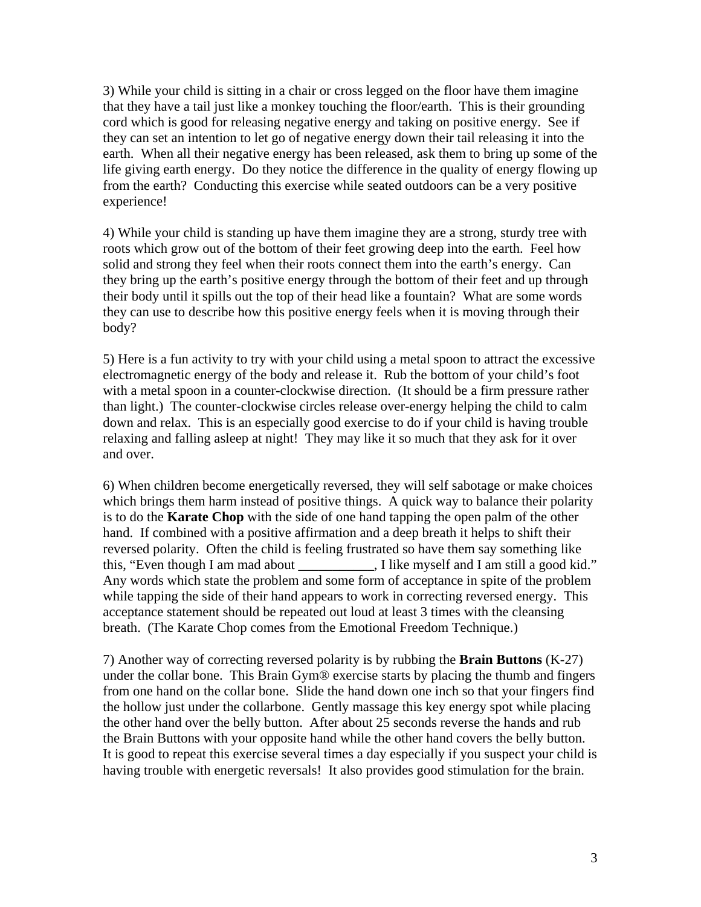3) While your child is sitting in a chair or cross legged on the floor have them imagine that they have a tail just like a monkey touching the floor/earth. This is their grounding cord which is good for releasing negative energy and taking on positive energy. See if they can set an intention to let go of negative energy down their tail releasing it into the earth. When all their negative energy has been released, ask them to bring up some of the life giving earth energy. Do they notice the difference in the quality of energy flowing up from the earth? Conducting this exercise while seated outdoors can be a very positive experience!

4) While your child is standing up have them imagine they are a strong, sturdy tree with roots which grow out of the bottom of their feet growing deep into the earth. Feel how solid and strong they feel when their roots connect them into the earth's energy. Can they bring up the earth's positive energy through the bottom of their feet and up through their body until it spills out the top of their head like a fountain? What are some words they can use to describe how this positive energy feels when it is moving through their body?

5) Here is a fun activity to try with your child using a metal spoon to attract the excessive electromagnetic energy of the body and release it. Rub the bottom of your child's foot with a metal spoon in a counter-clockwise direction. (It should be a firm pressure rather than light.) The counter-clockwise circles release over-energy helping the child to calm down and relax. This is an especially good exercise to do if your child is having trouble relaxing and falling asleep at night! They may like it so much that they ask for it over and over.

6) When children become energetically reversed, they will self sabotage or make choices which brings them harm instead of positive things. A quick way to balance their polarity is to do the **Karate Chop** with the side of one hand tapping the open palm of the other hand. If combined with a positive affirmation and a deep breath it helps to shift their reversed polarity. Often the child is feeling frustrated so have them say something like this, "Even though I am mad about ___________, I like myself and I am still a good kid." Any words which state the problem and some form of acceptance in spite of the problem while tapping the side of their hand appears to work in correcting reversed energy. This acceptance statement should be repeated out loud at least 3 times with the cleansing breath. (The Karate Chop comes from the Emotional Freedom Technique.)

7) Another way of correcting reversed polarity is by rubbing the **Brain Buttons** (K-27) under the collar bone. This Brain Gym® exercise starts by placing the thumb and fingers from one hand on the collar bone. Slide the hand down one inch so that your fingers find the hollow just under the collarbone. Gently massage this key energy spot while placing the other hand over the belly button. After about 25 seconds reverse the hands and rub the Brain Buttons with your opposite hand while the other hand covers the belly button. It is good to repeat this exercise several times a day especially if you suspect your child is having trouble with energetic reversals! It also provides good stimulation for the brain.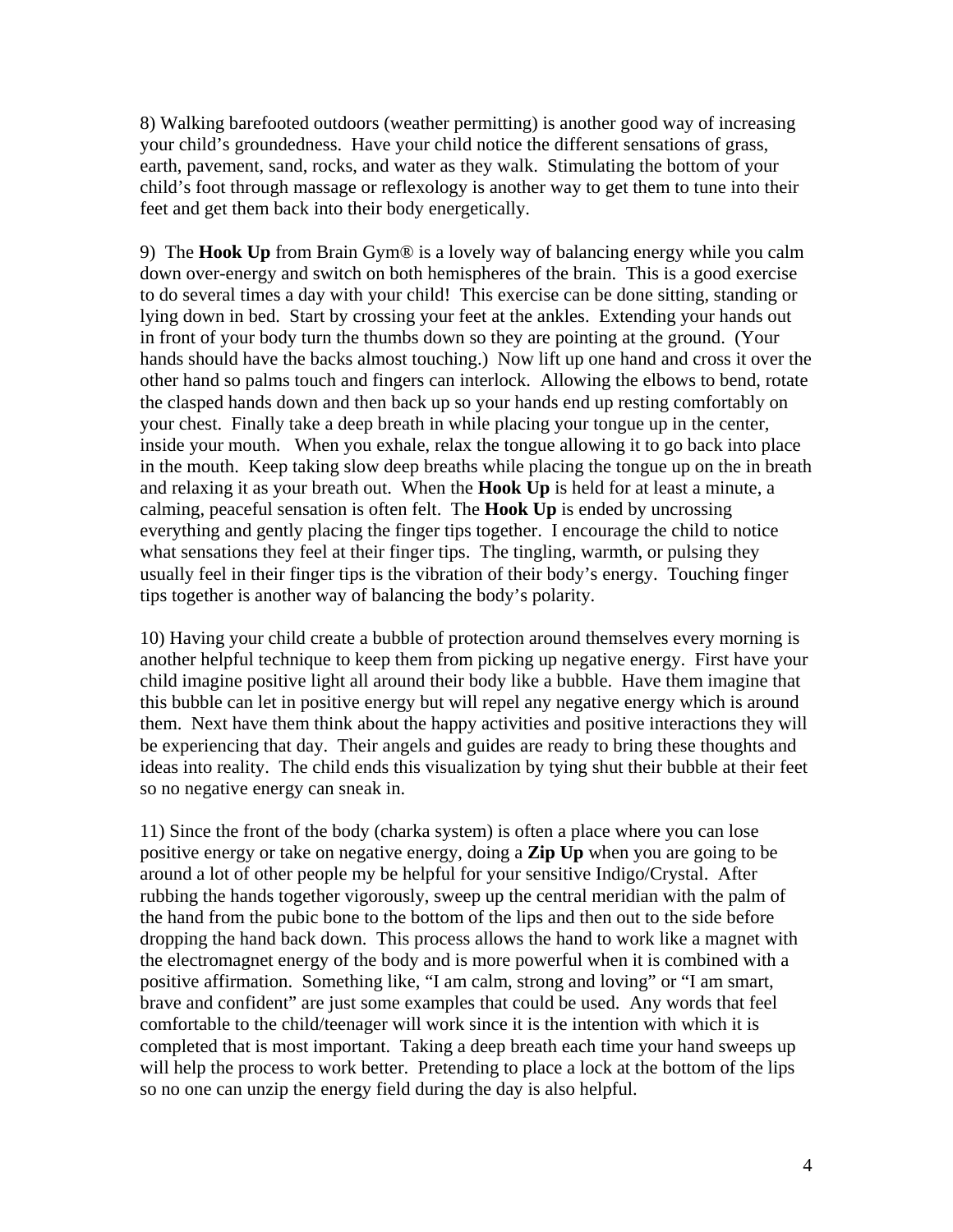8) Walking barefooted outdoors (weather permitting) is another good way of increasing your child's groundedness. Have your child notice the different sensations of grass, earth, pavement, sand, rocks, and water as they walk. Stimulating the bottom of your child's foot through massage or reflexology is another way to get them to tune into their feet and get them back into their body energetically.

9) The **Hook Up** from Brain Gym® is a lovely way of balancing energy while you calm down over-energy and switch on both hemispheres of the brain. This is a good exercise to do several times a day with your child! This exercise can be done sitting, standing or lying down in bed. Start by crossing your feet at the ankles. Extending your hands out in front of your body turn the thumbs down so they are pointing at the ground. (Your hands should have the backs almost touching.) Now lift up one hand and cross it over the other hand so palms touch and fingers can interlock. Allowing the elbows to bend, rotate the clasped hands down and then back up so your hands end up resting comfortably on your chest. Finally take a deep breath in while placing your tongue up in the center, inside your mouth. When you exhale, relax the tongue allowing it to go back into place in the mouth. Keep taking slow deep breaths while placing the tongue up on the in breath and relaxing it as your breath out. When the **Hook Up** is held for at least a minute, a calming, peaceful sensation is often felt. The **Hook Up** is ended by uncrossing everything and gently placing the finger tips together. I encourage the child to notice what sensations they feel at their finger tips. The tingling, warmth, or pulsing they usually feel in their finger tips is the vibration of their body's energy. Touching finger tips together is another way of balancing the body's polarity.

10) Having your child create a bubble of protection around themselves every morning is another helpful technique to keep them from picking up negative energy. First have your child imagine positive light all around their body like a bubble. Have them imagine that this bubble can let in positive energy but will repel any negative energy which is around them. Next have them think about the happy activities and positive interactions they will be experiencing that day. Their angels and guides are ready to bring these thoughts and ideas into reality. The child ends this visualization by tying shut their bubble at their feet so no negative energy can sneak in.

11) Since the front of the body (charka system) is often a place where you can lose positive energy or take on negative energy, doing a **Zip Up** when you are going to be around a lot of other people my be helpful for your sensitive Indigo/Crystal. After rubbing the hands together vigorously, sweep up the central meridian with the palm of the hand from the pubic bone to the bottom of the lips and then out to the side before dropping the hand back down. This process allows the hand to work like a magnet with the electromagnet energy of the body and is more powerful when it is combined with a positive affirmation. Something like, "I am calm, strong and loving" or "I am smart, brave and confident" are just some examples that could be used. Any words that feel comfortable to the child/teenager will work since it is the intention with which it is completed that is most important. Taking a deep breath each time your hand sweeps up will help the process to work better. Pretending to place a lock at the bottom of the lips so no one can unzip the energy field during the day is also helpful.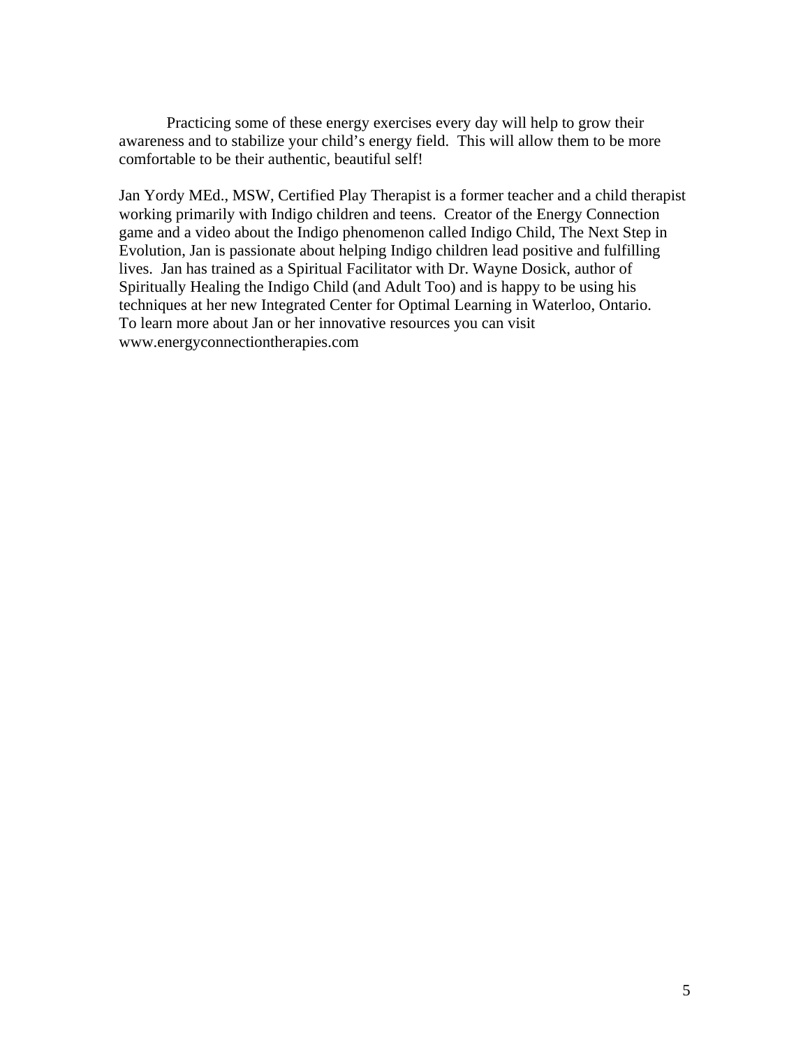Practicing some of these energy exercises every day will help to grow their awareness and to stabilize your child's energy field. This will allow them to be more comfortable to be their authentic, beautiful self!

Jan Yordy MEd., MSW, Certified Play Therapist is a former teacher and a child therapist working primarily with Indigo children and teens. Creator of the Energy Connection game and a video about the Indigo phenomenon called Indigo Child, The Next Step in Evolution, Jan is passionate about helping Indigo children lead positive and fulfilling lives. Jan has trained as a Spiritual Facilitator with Dr. Wayne Dosick, author of Spiritually Healing the Indigo Child (and Adult Too) and is happy to be using his techniques at her new Integrated Center for Optimal Learning in Waterloo, Ontario. To learn more about Jan or her innovative resources you can visit www.energyconnectiontherapies.com